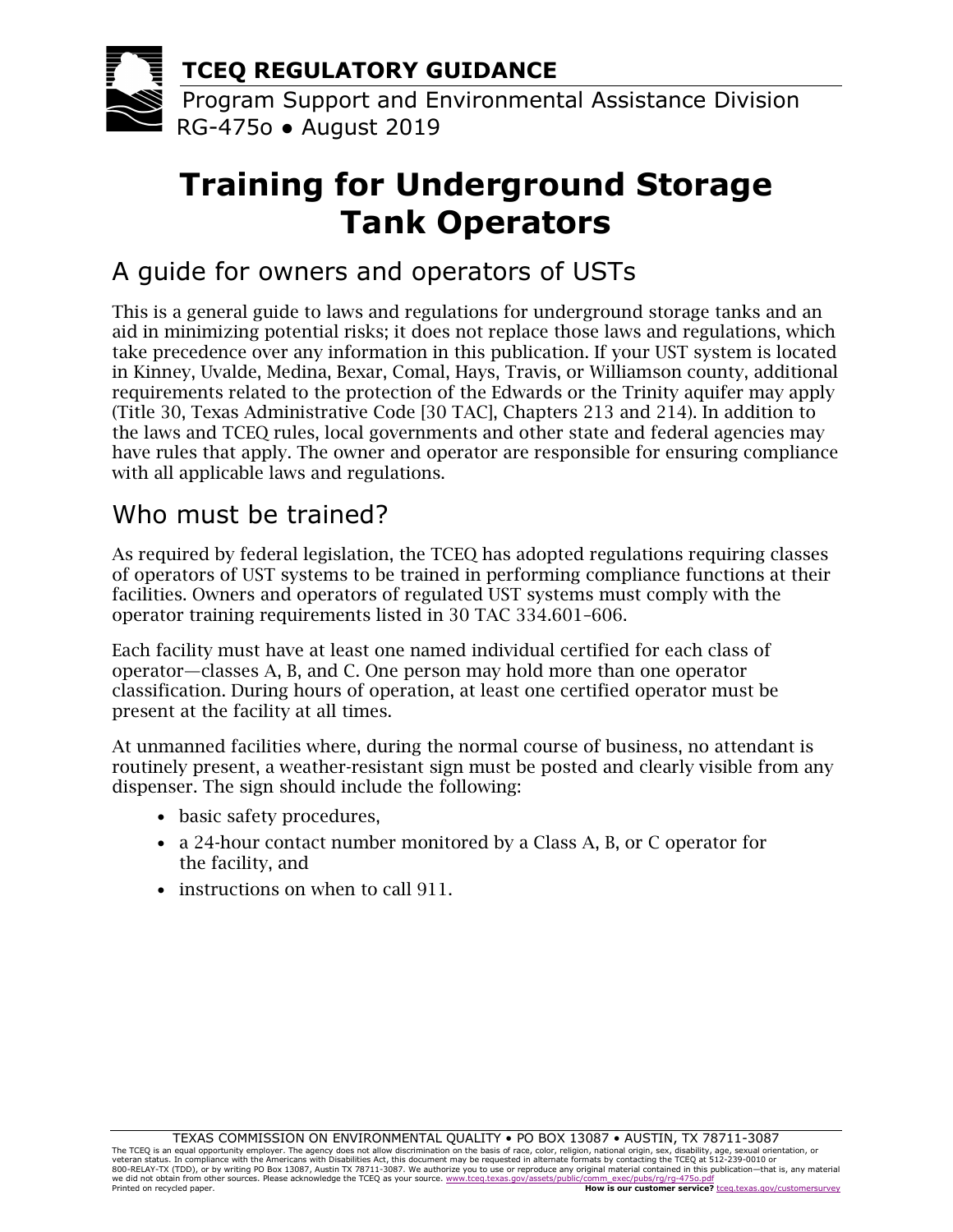**TCEQ REGULATORY GUIDANCE**

Program Support and Environmental Assistance Division
RG-475o ● August 2019

# Training for Underground Storage Tank Operators

## A guide for owners and operators of USTs

This is a general guide to laws and regulations for underground storage tanks and an aid in minimizing potential risks; it does not replace those laws and regulations, which take precedence over any information in this publication. If your UST system is located in Kinney, Uvalde, Medina, Bexar, Comal, Hays, Travis, or Williamson county, additional requirements related to the protection of the Edwards or the Trinity aquifer may apply (Title 30, Texas Administrative Code [30 TAC], Chapters 213 and 214). In addition to the laws and TCEQ rules, local governments and other state and federal agencies may have rules that apply. The owner and operator are responsible for ensuring compliance with all applicable laws and regulations.

## Who must be trained?

As required by federal legislation, the TCEQ has adopted regulations requiring classes of operators of UST systems to be trained in performing compliance functions at their facilities. Owners and operators of regulated UST systems must comply with the operator training requirements listed in 30 TAC 334.601–606.

Each facility must have at least one named individual certified for each class of operator—classes A, B, and C. One person may hold more than one operator classification. During hours of operation, at least one certified operator must be present at the facility at all times.

At unmanned facilities where, during the normal course of business, no attendant is routinely present, a weather-resistant sign must be posted and clearly visible from any dispenser. The sign should include the following:

- basic safety procedures,
- a 24-hour contact number monitored by a Class A, B, or C operator for the facility, and
- instructions on when to call 911.

TEXAS COMMISSION ON ENVIRONMENTAL QUALITY • PO BOX 13087 • AUSTIN, TX 78711-3087

The TCEQ is an equal opportunity employer. The agency does not allow discrimination on the basis of race, color, religion, national origin, sex, disability, age, sexual orientation, or veteran status. In compliance with the Americans with Disabilities Act, this document may be requested in alternate formats by contacting the TCEQ at 512-239-0010 or 800-RELAY-TX (TDD), or by writing PO Box 13087, Austin TX 78711-3087. We authorize you to use or reproduce any original material contained in this publication—that is, any material we did not obtain from other sources. Please acknowledge the TCEQ as your source. www.tceq.texas.gov/assets/public/comm_exec/pubs/rg/rg-475o.pdf

Printed on recycled paper. **How is our customer service?** tceq.texas.gov/customersurvey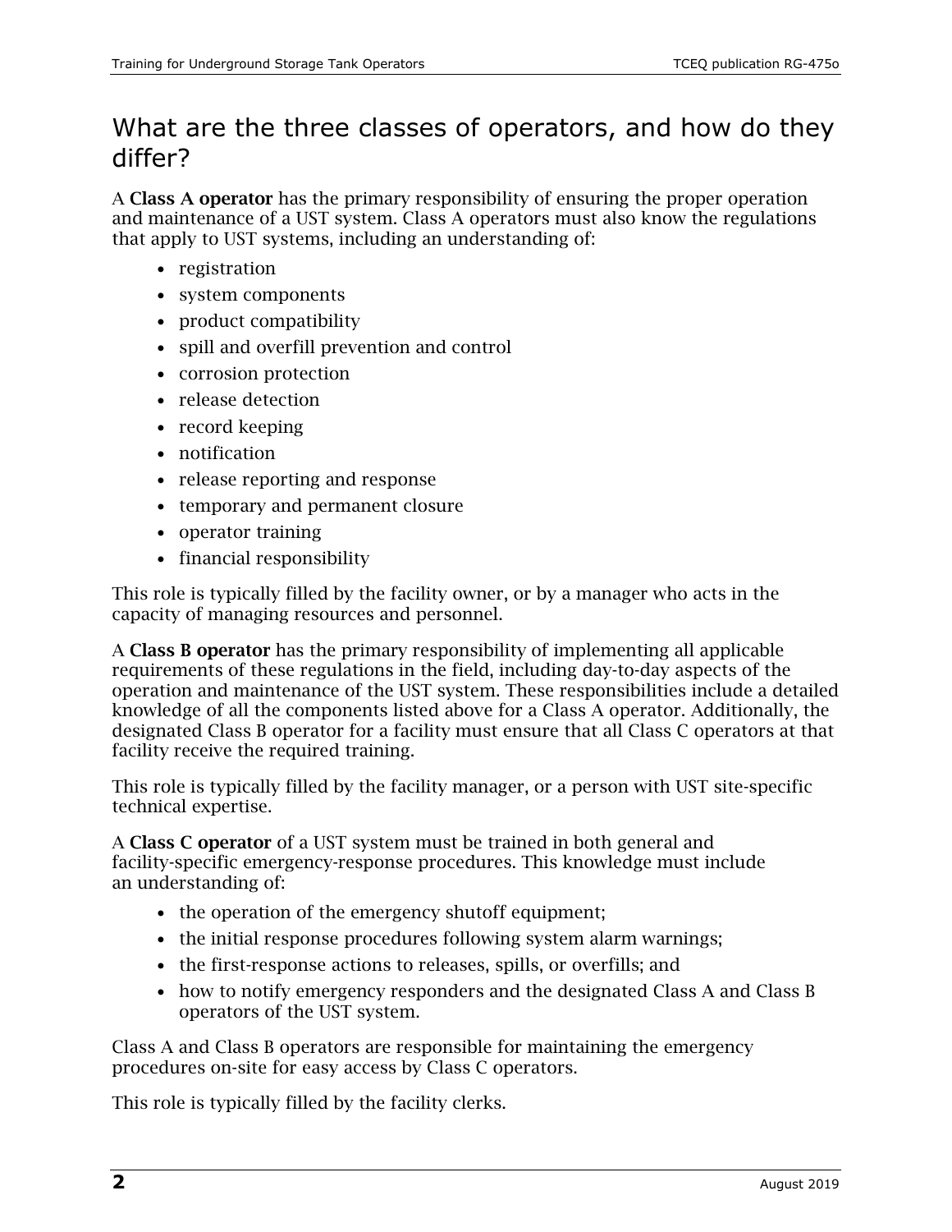## What are the three classes of operators, and how do they differ?

A **Class A operator** has the primary responsibility of ensuring the proper operation and maintenance of a UST system. Class A operators must also know the regulations that apply to UST systems, including an understanding of:

- registration
- system components
- product compatibility
- spill and overfill prevention and control
- corrosion protection
- release detection
- record keeping
- notification
- release reporting and response
- temporary and permanent closure
- operator training
- financial responsibility

This role is typically filled by the facility owner, or by a manager who acts in the capacity of managing resources and personnel.

A **Class B operator** has the primary responsibility of implementing all applicable requirements of these regulations in the field, including day-to-day aspects of the operation and maintenance of the UST system. These responsibilities include a detailed knowledge of all the components listed above for a Class A operator. Additionally, the designated Class B operator for a facility must ensure that all Class C operators at that facility receive the required training.

This role is typically filled by the facility manager, or a person with UST site-specific technical expertise.

A **Class C operator** of a UST system must be trained in both general and facility-specific emergency-response procedures. This knowledge must include an understanding of:

- the operation of the emergency shutoff equipment;
- the initial response procedures following system alarm warnings;
- the first-response actions to releases, spills, or overfills; and
- how to notify emergency responders and the designated Class A and Class B operators of the UST system.

Class A and Class B operators are responsible for maintaining the emergency procedures on-site for easy access by Class C operators.

This role is typically filled by the facility clerks.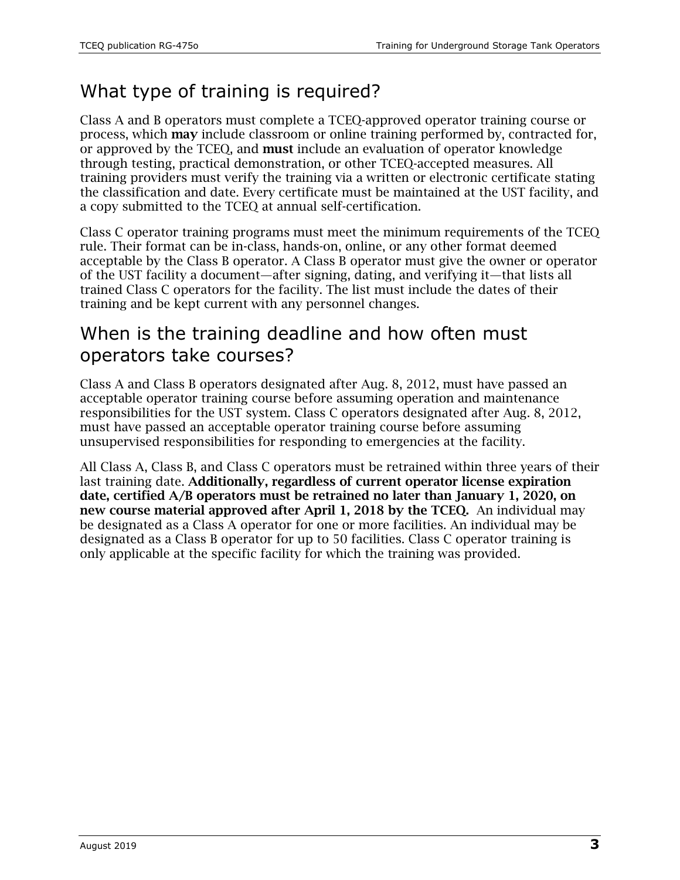## What type of training is required?

Class A and B operators must complete a TCEQ-approved operator training course or process, which **may** include classroom or online training performed by, contracted for, or approved by the TCEQ, and **must** include an evaluation of operator knowledge through testing, practical demonstration, or other TCEQ-accepted measures. All training providers must verify the training via a written or electronic certificate stating the classification and date. Every certificate must be maintained at the UST facility, and a copy submitted to the TCEQ at annual self-certification.

Class C operator training programs must meet the minimum requirements of the TCEQ rule. Their format can be in-class, hands-on, online, or any other format deemed acceptable by the Class B operator. A Class B operator must give the owner or operator of the UST facility a document—after signing, dating, and verifying it—that lists all trained Class C operators for the facility. The list must include the dates of their training and be kept current with any personnel changes.

## When is the training deadline and how often must operators take courses?

Class A and Class B operators designated after Aug. 8, 2012, must have passed an acceptable operator training course before assuming operation and maintenance responsibilities for the UST system. Class C operators designated after Aug. 8, 2012, must have passed an acceptable operator training course before assuming unsupervised responsibilities for responding to emergencies at the facility.

All Class A, Class B, and Class C operators must be retrained within three years of their last training date. **Additionally, regardless of current operator license expiration date, certified A/B operators must be retrained no later than January 1, 2020, on new course material approved after April 1, 2018 by the TCEQ.** An individual may be designated as a Class A operator for one or more facilities. An individual may be designated as a Class B operator for up to 50 facilities. Class C operator training is only applicable at the specific facility for which the training was provided.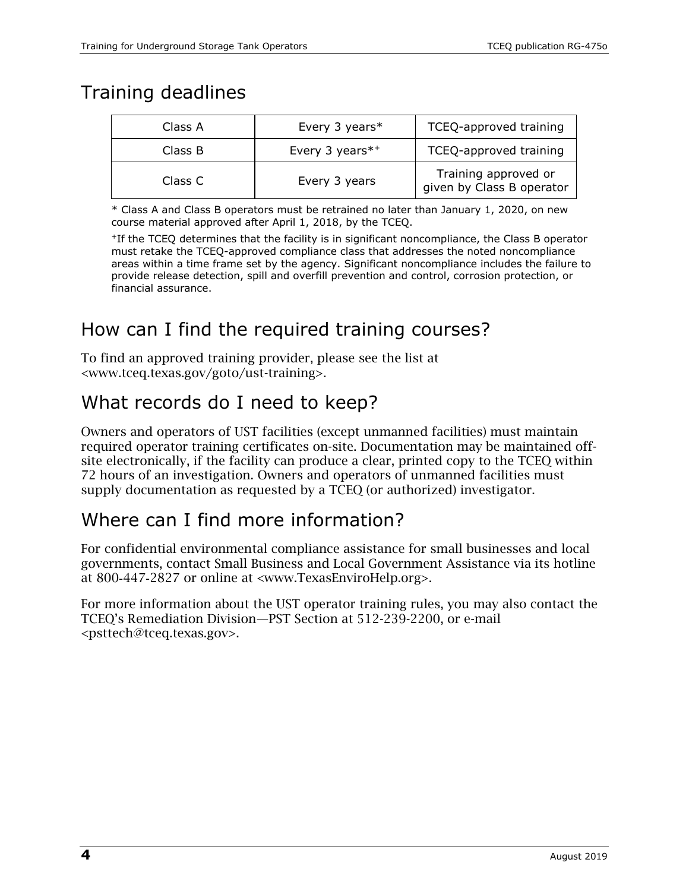## Training deadlines

| | | |
|---|---|---|
| Class A | Every 3 years* | TCEQ-approved training |
| Class B | Every 3 years*+ | TCEQ-approved training |
| Class C | Every 3 years | Training approved or given by Class B operator |

* Class A and Class B operators must be retrained no later than January 1, 2020, on new course material approved after April 1, 2018, by the TCEQ.

+If the TCEQ determines that the facility is in significant noncompliance, the Class B operator must retake the TCEQ-approved compliance class that addresses the noted noncompliance areas within a time frame set by the agency. Significant noncompliance includes the failure to provide release detection, spill and overfill prevention and control, corrosion protection, or financial assurance.

## How can I find the required training courses?

To find an approved training provider, please see the list at <www.tceq.texas.gov/goto/ust-training>.

## What records do I need to keep?

Owners and operators of UST facilities (except unmanned facilities) must maintain required operator training certificates on-site. Documentation may be maintained off-site electronically, if the facility can produce a clear, printed copy to the TCEQ within 72 hours of an investigation. Owners and operators of unmanned facilities must supply documentation as requested by a TCEQ (or authorized) investigator.

## Where can I find more information?

For confidential environmental compliance assistance for small businesses and local governments, contact Small Business and Local Government Assistance via its hotline at 800-447-2827 or online at <www.TexasEnviroHelp.org>.

For more information about the UST operator training rules, you may also contact the TCEQ's Remediation Division—PST Section at 512-239-2200, or e-mail <psttech@tceq.texas.gov>.